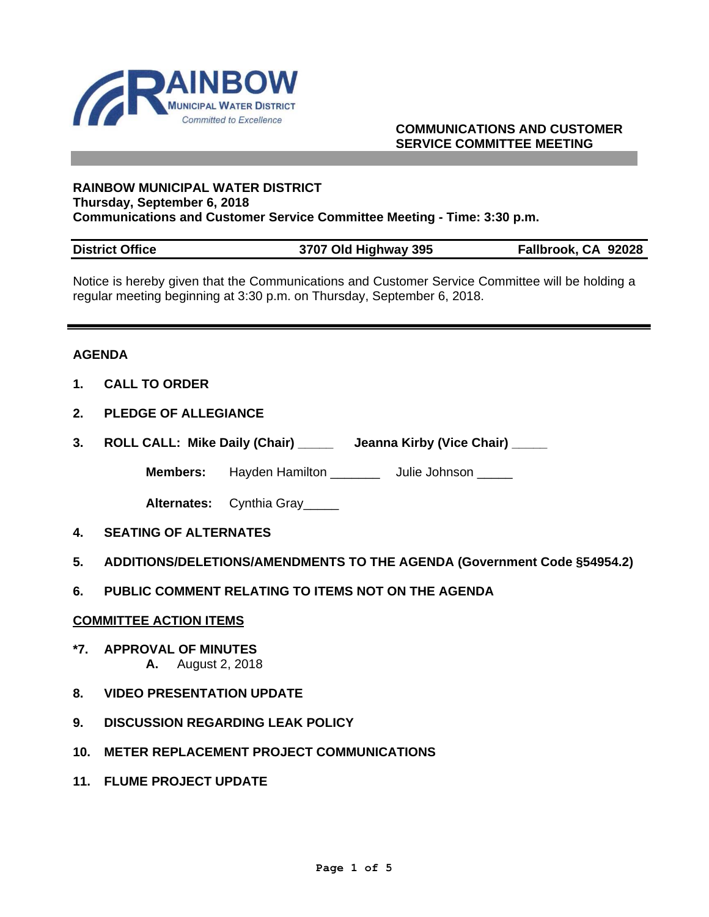RAINBOW MUNICIPAL WATER DISTRICT
*Committed to Excellence*

**COMMUNICATIONS AND CUSTOMER SERVICE COMMITTEE MEETING**

**RAINBOW MUNICIPAL WATER DISTRICT**
**Thursday, September 6, 2018**
**Communications and Customer Service Committee Meeting - Time: 3:30 p.m.**

| District Office | 3707 Old Highway 395 | Fallbrook, CA 92028 |
|---|---|---|

Notice is hereby given that the Communications and Customer Service Committee will be holding a regular meeting beginning at 3:30 p.m. on Thursday, September 6, 2018.

**AGENDA**

**1. CALL TO ORDER**

**2. PLEDGE OF ALLEGIANCE**

**3. ROLL CALL: Mike Daily (Chair) _____ Jeanna Kirby (Vice Chair) _____**

**Members:** Hayden Hamilton _______ Julie Johnson _____

**Alternates:** Cynthia Gray_____

**4. SEATING OF ALTERNATES**

**5. ADDITIONS/DELETIONS/AMENDMENTS TO THE AGENDA (Government Code §54954.2)**

**6. PUBLIC COMMENT RELATING TO ITEMS NOT ON THE AGENDA**

**COMMITTEE ACTION ITEMS**

**\*7. APPROVAL OF MINUTES**
**A.** August 2, 2018

**8. VIDEO PRESENTATION UPDATE**

**9. DISCUSSION REGARDING LEAK POLICY**

**10. METER REPLACEMENT PROJECT COMMUNICATIONS**

**11. FLUME PROJECT UPDATE**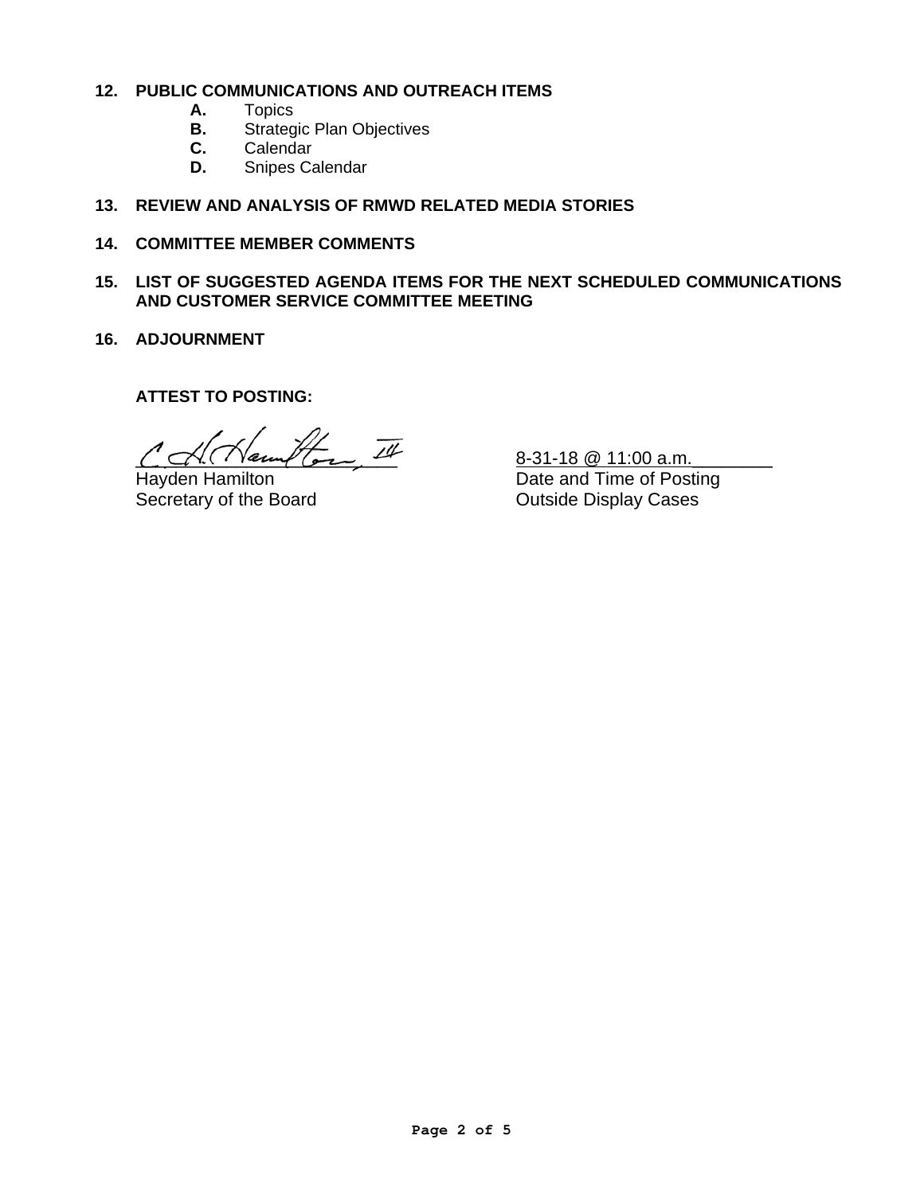**12. PUBLIC COMMUNICATIONS AND OUTREACH ITEMS**

- **A.** Topics
- **B.** Strategic Plan Objectives
- **C.** Calendar
- **D.** Snipes Calendar

**13. REVIEW AND ANALYSIS OF RMWD RELATED MEDIA STORIES**

**14. COMMITTEE MEMBER COMMENTS**

**15. LIST OF SUGGESTED AGENDA ITEMS FOR THE NEXT SCHEDULED COMMUNICATIONS AND CUSTOMER SERVICE COMMITTEE MEETING**

**16. ADJOURNMENT**

**ATTEST TO POSTING:**

C. H. Hamilton, III

Hayden Hamilton
Secretary of the Board

8-31-18 @ 11:00 a.m.
Date and Time of Posting
Outside Display Cases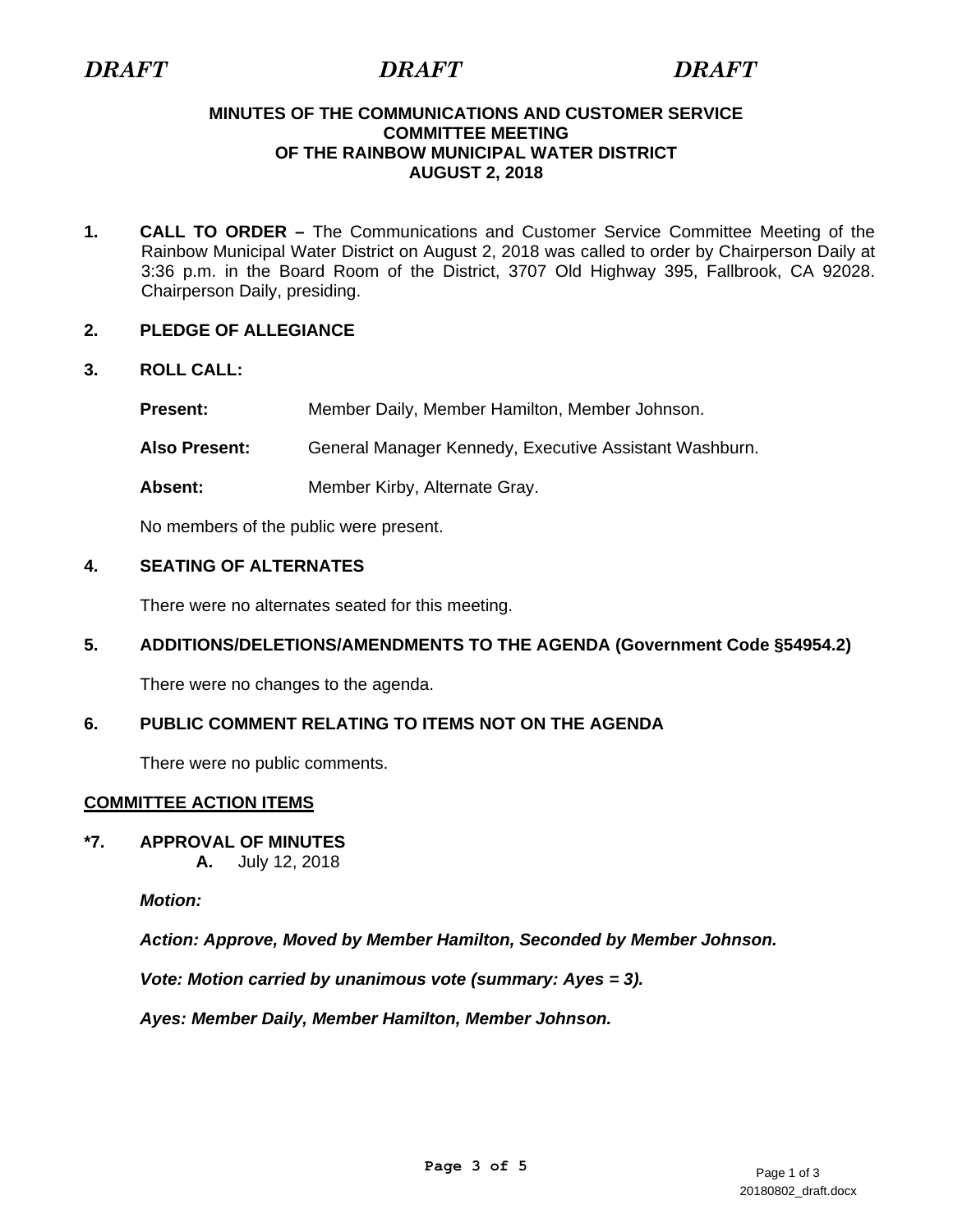*DRAFT* *DRAFT* *DRAFT*

**MINUTES OF THE COMMUNICATIONS AND CUSTOMER SERVICE COMMITTEE MEETING OF THE RAINBOW MUNICIPAL WATER DISTRICT AUGUST 2, 2018**

**1. CALL TO ORDER –** The Communications and Customer Service Committee Meeting of the Rainbow Municipal Water District on August 2, 2018 was called to order by Chairperson Daily at 3:36 p.m. in the Board Room of the District, 3707 Old Highway 395, Fallbrook, CA 92028. Chairperson Daily, presiding.

**2. PLEDGE OF ALLEGIANCE**

**3. ROLL CALL:**

**Present:** Member Daily, Member Hamilton, Member Johnson.

**Also Present:** General Manager Kennedy, Executive Assistant Washburn.

**Absent:** Member Kirby, Alternate Gray.

No members of the public were present.

**4. SEATING OF ALTERNATES**

There were no alternates seated for this meeting.

**5. ADDITIONS/DELETIONS/AMENDMENTS TO THE AGENDA (Government Code §54954.2)**

There were no changes to the agenda.

**6. PUBLIC COMMENT RELATING TO ITEMS NOT ON THE AGENDA**

There were no public comments.

**COMMITTEE ACTION ITEMS**

**\*7. APPROVAL OF MINUTES**

**A.** July 12, 2018

***Motion:***

***Action: Approve, Moved by Member Hamilton, Seconded by Member Johnson.***

***Vote: Motion carried by unanimous vote (summary: Ayes = 3).***

***Ayes: Member Daily, Member Hamilton, Member Johnson.***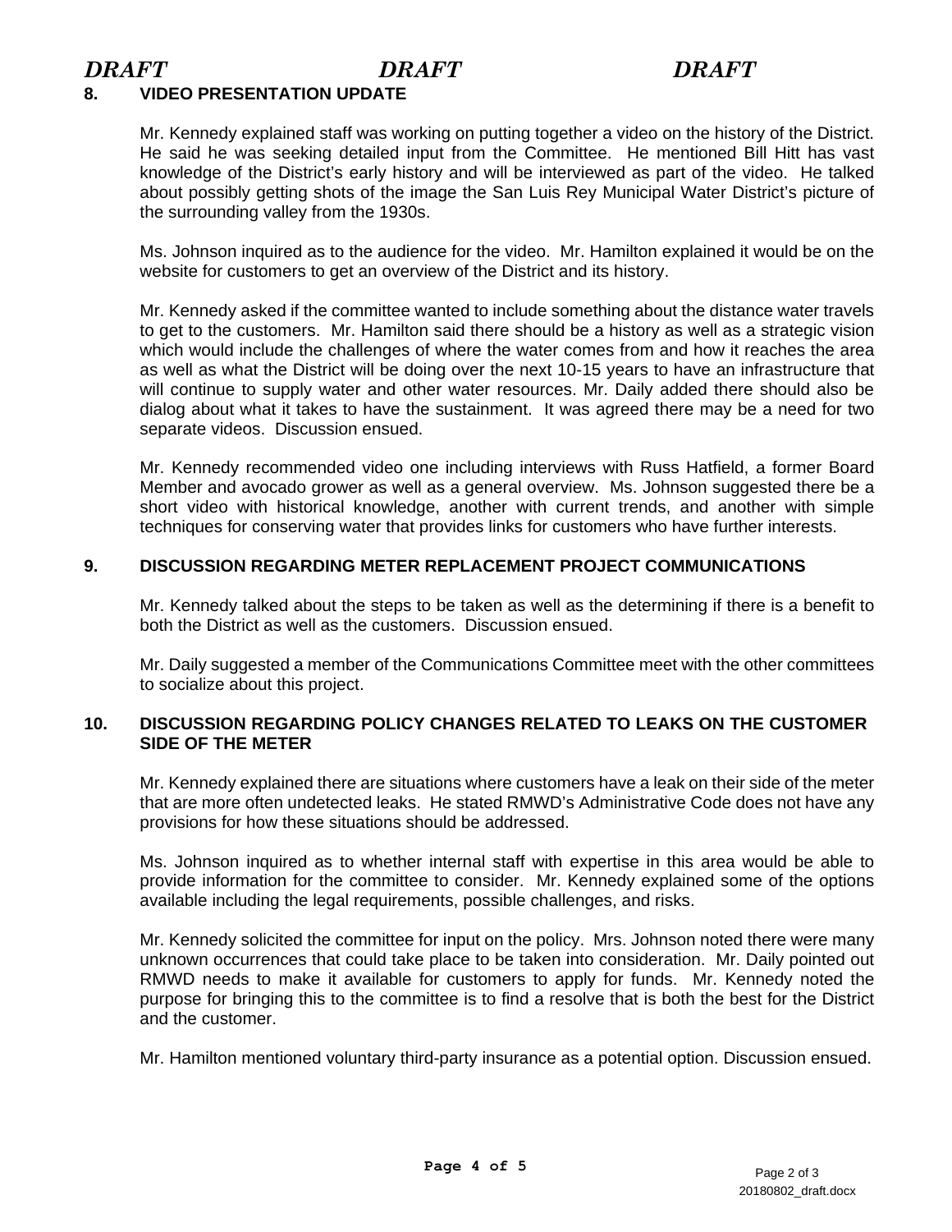*DRAFT* *DRAFT* *DRAFT*

**8. VIDEO PRESENTATION UPDATE**

Mr. Kennedy explained staff was working on putting together a video on the history of the District. He said he was seeking detailed input from the Committee. He mentioned Bill Hitt has vast knowledge of the District's early history and will be interviewed as part of the video. He talked about possibly getting shots of the image the San Luis Rey Municipal Water District's picture of the surrounding valley from the 1930s.

Ms. Johnson inquired as to the audience for the video. Mr. Hamilton explained it would be on the website for customers to get an overview of the District and its history.

Mr. Kennedy asked if the committee wanted to include something about the distance water travels to get to the customers. Mr. Hamilton said there should be a history as well as a strategic vision which would include the challenges of where the water comes from and how it reaches the area as well as what the District will be doing over the next 10-15 years to have an infrastructure that will continue to supply water and other water resources. Mr. Daily added there should also be dialog about what it takes to have the sustainment. It was agreed there may be a need for two separate videos. Discussion ensued.

Mr. Kennedy recommended video one including interviews with Russ Hatfield, a former Board Member and avocado grower as well as a general overview. Ms. Johnson suggested there be a short video with historical knowledge, another with current trends, and another with simple techniques for conserving water that provides links for customers who have further interests.

**9. DISCUSSION REGARDING METER REPLACEMENT PROJECT COMMUNICATIONS**

Mr. Kennedy talked about the steps to be taken as well as the determining if there is a benefit to both the District as well as the customers. Discussion ensued.

Mr. Daily suggested a member of the Communications Committee meet with the other committees to socialize about this project.

**10. DISCUSSION REGARDING POLICY CHANGES RELATED TO LEAKS ON THE CUSTOMER SIDE OF THE METER**

Mr. Kennedy explained there are situations where customers have a leak on their side of the meter that are more often undetected leaks. He stated RMWD's Administrative Code does not have any provisions for how these situations should be addressed.

Ms. Johnson inquired as to whether internal staff with expertise in this area would be able to provide information for the committee to consider. Mr. Kennedy explained some of the options available including the legal requirements, possible challenges, and risks.

Mr. Kennedy solicited the committee for input on the policy. Mrs. Johnson noted there were many unknown occurrences that could take place to be taken into consideration. Mr. Daily pointed out RMWD needs to make it available for customers to apply for funds. Mr. Kennedy noted the purpose for bringing this to the committee is to find a resolve that is both the best for the District and the customer.

Mr. Hamilton mentioned voluntary third-party insurance as a potential option. Discussion ensued.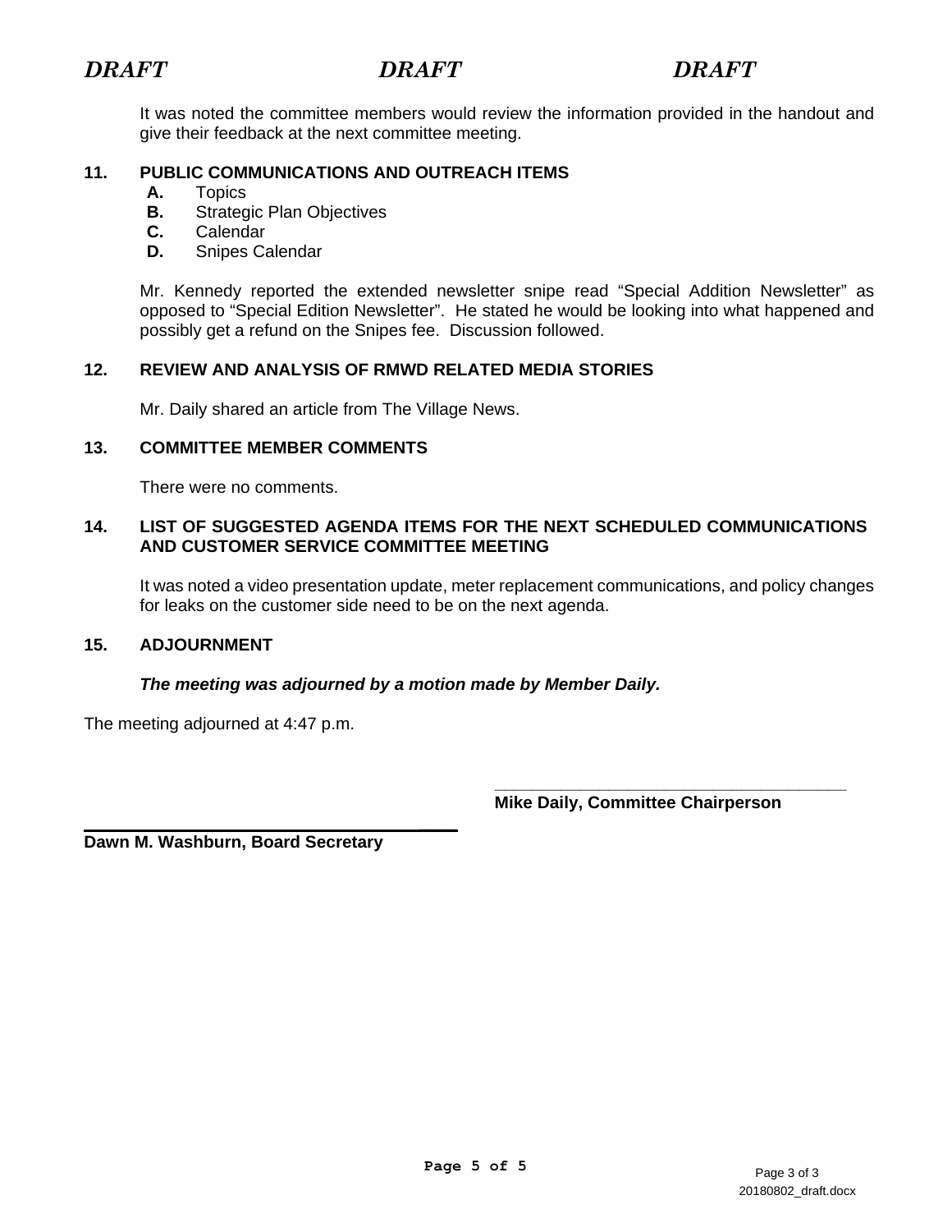*DRAFT* *DRAFT* *DRAFT*

It was noted the committee members would review the information provided in the handout and give their feedback at the next committee meeting.

**11. PUBLIC COMMUNICATIONS AND OUTREACH ITEMS**

- **A.** Topics
- **B.** Strategic Plan Objectives
- **C.** Calendar
- **D.** Snipes Calendar

Mr. Kennedy reported the extended newsletter snipe read "Special Addition Newsletter" as opposed to "Special Edition Newsletter". He stated he would be looking into what happened and possibly get a refund on the Snipes fee. Discussion followed.

**12. REVIEW AND ANALYSIS OF RMWD RELATED MEDIA STORIES**

Mr. Daily shared an article from The Village News.

**13. COMMITTEE MEMBER COMMENTS**

There were no comments.

**14. LIST OF SUGGESTED AGENDA ITEMS FOR THE NEXT SCHEDULED COMMUNICATIONS AND CUSTOMER SERVICE COMMITTEE MEETING**

It was noted a video presentation update, meter replacement communications, and policy changes for leaks on the customer side need to be on the next agenda.

**15. ADJOURNMENT**

***The meeting was adjourned by a motion made by Member Daily.***

The meeting adjourned at 4:47 p.m.

_______________________________________
**Mike Daily, Committee Chairperson**

_______________________________________
**Dawn M. Washburn, Board Secretary**

20180802_draft.docx